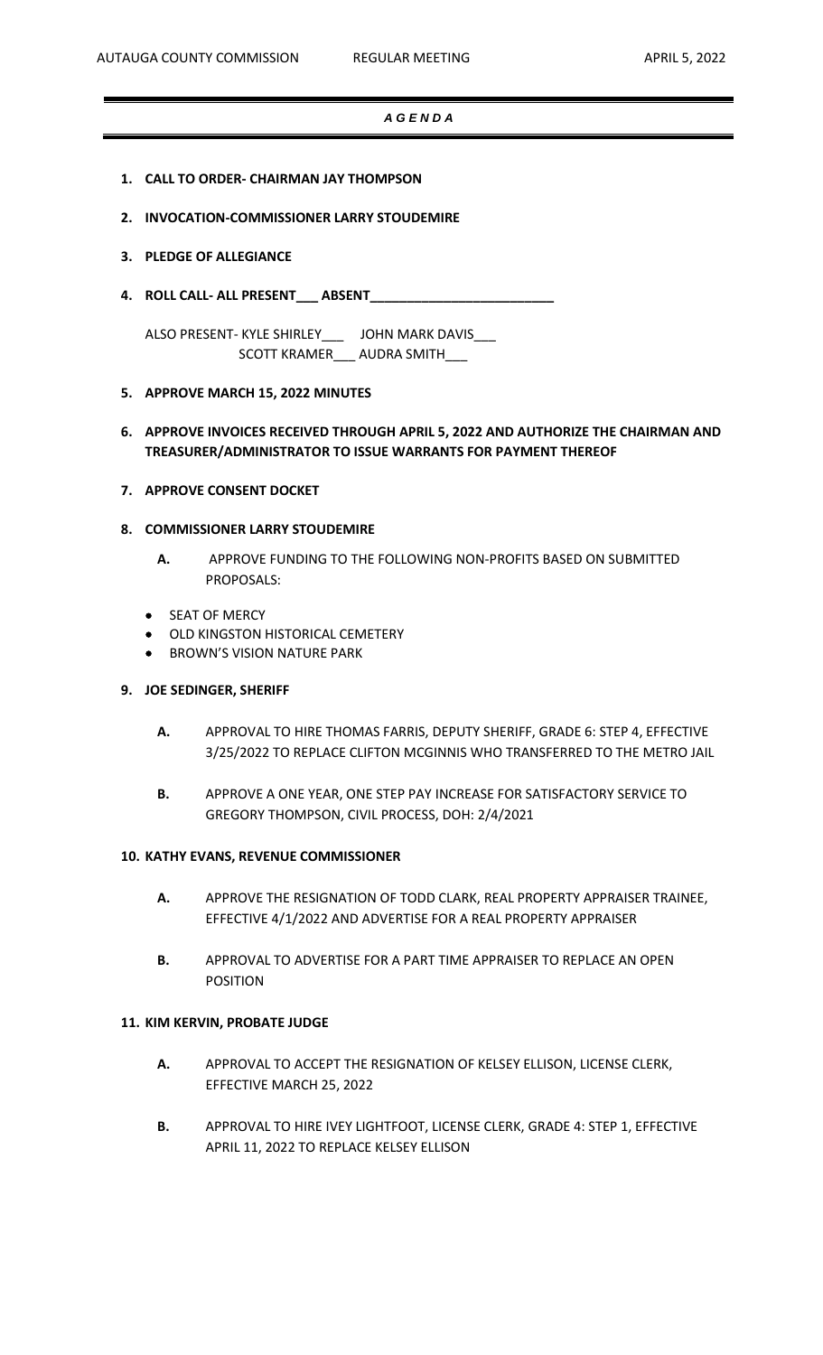# *A G E N D A*

1. **CALL TO ORDER- CHAIRMAN JAY THOMPSON**

2. **INVOCATION-COMMISSIONER LARRY STOUDEMIRE**

3. **PLEDGE OF ALLEGIANCE**

4. **ROLL CALL- ALL PRESENT___ ABSENT_________________________**

   ALSO PRESENT- KYLE SHIRLEY___ JOHN MARK DAVIS___
   SCOTT KRAMER___ AUDRA SMITH___

5. **APPROVE MARCH 15, 2022 MINUTES**

6. **APPROVE INVOICES RECEIVED THROUGH APRIL 5, 2022 AND AUTHORIZE THE CHAIRMAN AND TREASURER/ADMINISTRATOR TO ISSUE WARRANTS FOR PAYMENT THEREOF**

7. **APPROVE CONSENT DOCKET**

8. **COMMISSIONER LARRY STOUDEMIRE**

   **A.** APPROVE FUNDING TO THE FOLLOWING NON-PROFITS BASED ON SUBMITTED PROPOSALS:

   - SEAT OF MERCY
   - OLD KINGSTON HISTORICAL CEMETERY
   - BROWN'S VISION NATURE PARK

9. **JOE SEDINGER, SHERIFF**

   **A.** APPROVAL TO HIRE THOMAS FARRIS, DEPUTY SHERIFF, GRADE 6: STEP 4, EFFECTIVE 3/25/2022 TO REPLACE CLIFTON MCGINNIS WHO TRANSFERRED TO THE METRO JAIL

   **B.** APPROVE A ONE YEAR, ONE STEP PAY INCREASE FOR SATISFACTORY SERVICE TO GREGORY THOMPSON, CIVIL PROCESS, DOH: 2/4/2021

10. **KATHY EVANS, REVENUE COMMISSIONER**

    **A.** APPROVE THE RESIGNATION OF TODD CLARK, REAL PROPERTY APPRAISER TRAINEE, EFFECTIVE 4/1/2022 AND ADVERTISE FOR A REAL PROPERTY APPRAISER

    **B.** APPROVAL TO ADVERTISE FOR A PART TIME APPRAISER TO REPLACE AN OPEN POSITION

11. **KIM KERVIN, PROBATE JUDGE**

    **A.** APPROVAL TO ACCEPT THE RESIGNATION OF KELSEY ELLISON, LICENSE CLERK, EFFECTIVE MARCH 25, 2022

    **B.** APPROVAL TO HIRE IVEY LIGHTFOOT, LICENSE CLERK, GRADE 4: STEP 1, EFFECTIVE APRIL 11, 2022 TO REPLACE KELSEY ELLISON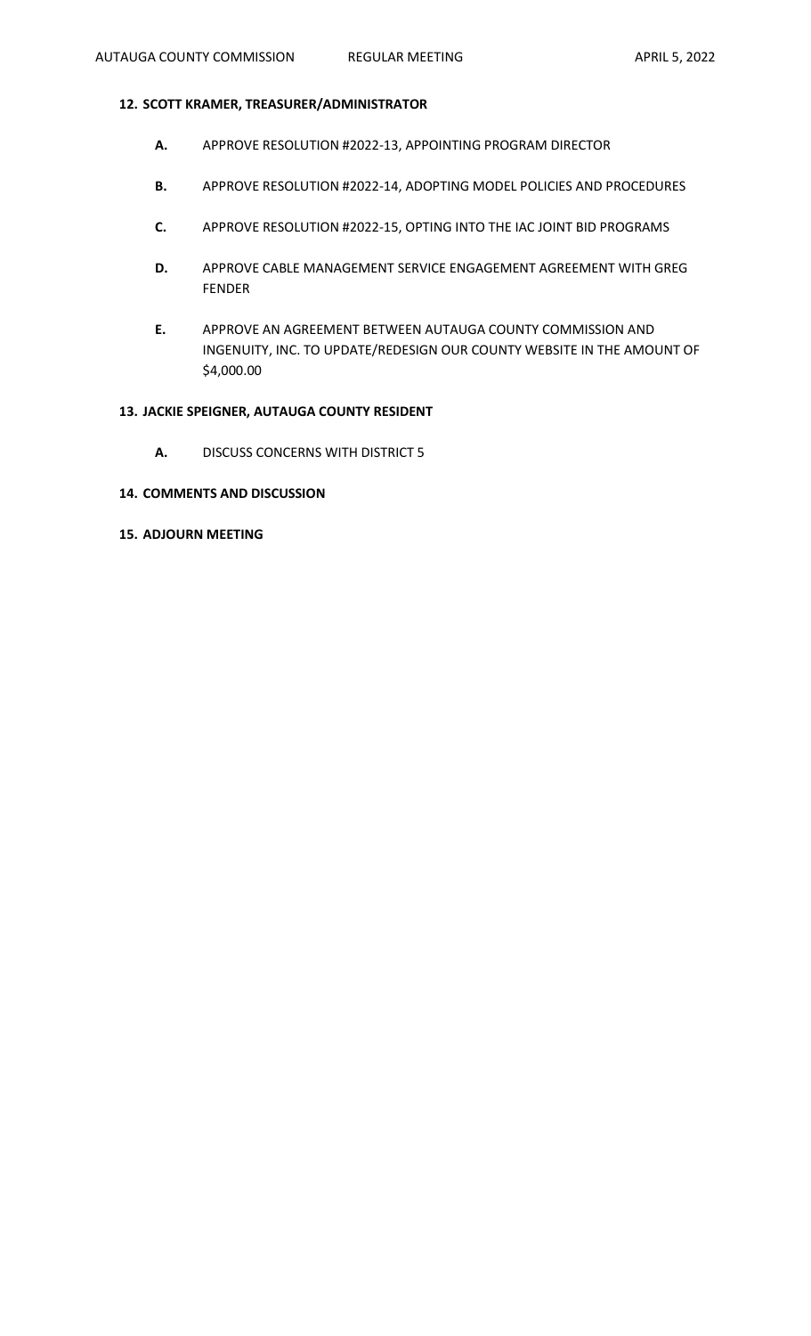**12. SCOTT KRAMER, TREASURER/ADMINISTRATOR**

- **A.** APPROVE RESOLUTION #2022-13, APPOINTING PROGRAM DIRECTOR
- **B.** APPROVE RESOLUTION #2022-14, ADOPTING MODEL POLICIES AND PROCEDURES
- **C.** APPROVE RESOLUTION #2022-15, OPTING INTO THE IAC JOINT BID PROGRAMS
- **D.** APPROVE CABLE MANAGEMENT SERVICE ENGAGEMENT AGREEMENT WITH GREG FENDER
- **E.** APPROVE AN AGREEMENT BETWEEN AUTAUGA COUNTY COMMISSION AND INGENUITY, INC. TO UPDATE/REDESIGN OUR COUNTY WEBSITE IN THE AMOUNT OF $4,000.00

**13. JACKIE SPEIGNER, AUTAUGA COUNTY RESIDENT**

- **A.** DISCUSS CONCERNS WITH DISTRICT 5

**14. COMMENTS AND DISCUSSION**

**15. ADJOURN MEETING**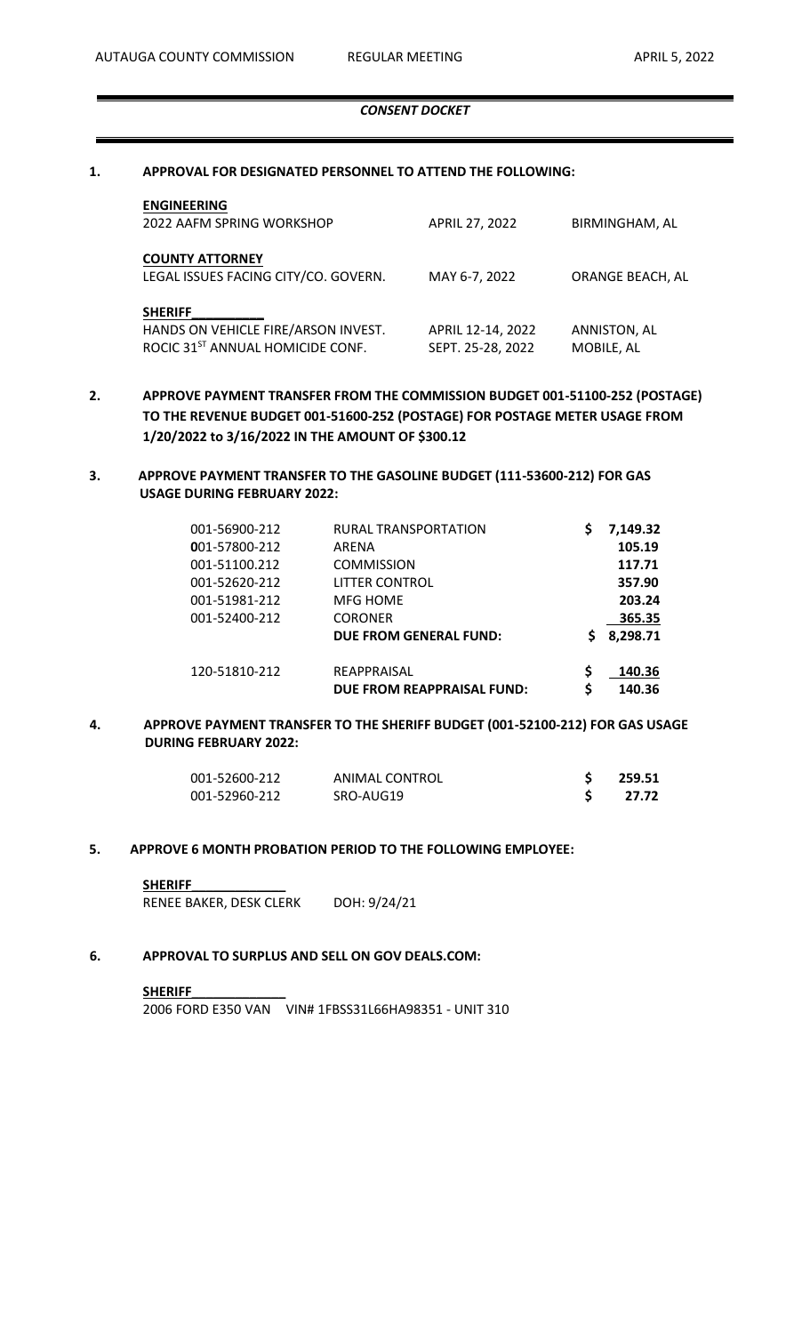## *CONSENT DOCKET*

**1. APPROVAL FOR DESIGNATED PERSONNEL TO ATTEND THE FOLLOWING:**

| | | |
|---|---|---|
| **ENGINEERING** | | |
| 2022 AAFM SPRING WORKSHOP | APRIL 27, 2022 | BIRMINGHAM, AL |
| **COUNTY ATTORNEY** | | |
| LEGAL ISSUES FACING CITY/CO. GOVERN. | MAY 6-7, 2022 | ORANGE BEACH, AL |
| **SHERIFF** | | |
| HANDS ON VEHICLE FIRE/ARSON INVEST. | APRIL 12-14, 2022 | ANNISTON, AL |
| ROCIC 31ST ANNUAL HOMICIDE CONF. | SEPT. 25-28, 2022 | MOBILE, AL |

**2. APPROVE PAYMENT TRANSFER FROM THE COMMISSION BUDGET 001-51100-252 (POSTAGE) TO THE REVENUE BUDGET 001-51600-252 (POSTAGE) FOR POSTAGE METER USAGE FROM 1/20/2022 to 3/16/2022 IN THE AMOUNT OF $300.12**

**3. APPROVE PAYMENT TRANSFER TO THE GASOLINE BUDGET (111-53600-212) FOR GAS USAGE DURING FEBRUARY 2022:**

| | | |
|---|---|---|
| 001-56900-212 | RURAL TRANSPORTATION | $ 7,149.32 |
| 001-57800-212 | ARENA | 105.19 |
| 001-51100.212 | COMMISSION | 117.71 |
| 001-52620-212 | LITTER CONTROL | 357.90 |
| 001-51981-212 | MFG HOME | 203.24 |
| 001-52400-212 | CORONER | 365.35 |
| | **DUE FROM GENERAL FUND:** | **$ 8,298.71** |
| 120-51810-212 | REAPPRAISAL | $ 140.36 |
| | **DUE FROM REAPPRAISAL FUND:** | **$ 140.36** |

**4. APPROVE PAYMENT TRANSFER TO THE SHERIFF BUDGET (001-52100-212) FOR GAS USAGE DURING FEBRUARY 2022:**

| | | |
|---|---|---|
| 001-52600-212 | ANIMAL CONTROL | $ 259.51 |
| 001-52960-212 | SRO-AUG19 | $ 27.72 |

**5. APPROVE 6 MONTH PROBATION PERIOD TO THE FOLLOWING EMPLOYEE:**

**SHERIFF**

RENEE BAKER, DESK CLERK DOH: 9/24/21

**6. APPROVAL TO SURPLUS AND SELL ON GOV DEALS.COM:**

**SHERIFF**

2006 FORD E350 VAN VIN# 1FBSS31L66HA98351 - UNIT 310